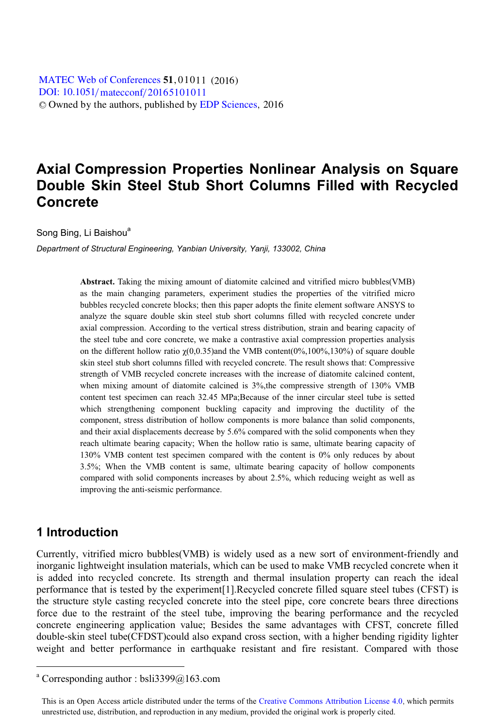# Axial Compression Properties Nonlinear Analysis on Square Double Skin Steel Stub Short Columns Filled with Recycled Concrete

Song Bing, Li Baishou[a]

*Department of Structural Engineering, Yanbian University, Yanji, 133002, China*

**Abstract.** Taking the mixing amount of diatomite calcined and vitrified micro bubbles(VMB) as the main changing parameters, experiment studies the properties of the vitrified micro bubbles recycled concrete blocks; then this paper adopts the finite element software ANSYS to analyze the square double skin steel stub short columns filled with recycled concrete under axial compression. According to the vertical stress distribution, strain and bearing capacity of the steel tube and core concrete, we make a contrastive axial compression properties analysis on the different hollow ratio $\chi$(0,0.35)and the VMB content(0%,100%,130%) of square double skin steel stub short columns filled with recycled concrete. The result shows that: Compressive strength of VMB recycled concrete increases with the increase of diatomite calcined content, when mixing amount of diatomite calcined is 3%,the compressive strength of 130% VMB content test specimen can reach 32.45 MPa;Because of the inner circular steel tube is setted which strengthening component buckling capacity and improving the ductility of the component, stress distribution of hollow components is more balance than solid components, and their axial displacements decrease by 5.6% compared with the solid components when they reach ultimate bearing capacity; When the hollow ratio is same, ultimate bearing capacity of 130% VMB content test specimen compared with the content is 0% only reduces by about 3.5%; When the VMB content is same, ultimate bearing capacity of hollow components compared with solid components increases by about 2.5%, which reducing weight as well as improving the anti-seismic performance.

## 1 Introduction

Currently, vitrified micro bubbles(VMB) is widely used as a new sort of environment-friendly and inorganic lightweight insulation materials, which can be used to make VMB recycled concrete when it is added into recycled concrete. Its strength and thermal insulation property can reach the ideal performance that is tested by the experiment[1].Recycled concrete filled square steel tubes (CFST) is the structure style casting recycled concrete into the steel pipe, core concrete bears three directions force due to the restraint of the steel tube, improving the bearing performance and the recycled concrete engineering application value; Besides the same advantages with CFST, concrete filled double-skin steel tube(CFDST)could also expand cross section, with a higher bending rigidity lighter weight and better performance in earthquake resistant and fire resistant. Compared with those

---

[a] Corresponding author : bsli3399@163.com

This is an Open Access article distributed under the terms of the Creative Commons Attribution License 4.0, which permits unrestricted use, distribution, and reproduction in any medium, provided the original work is properly cited.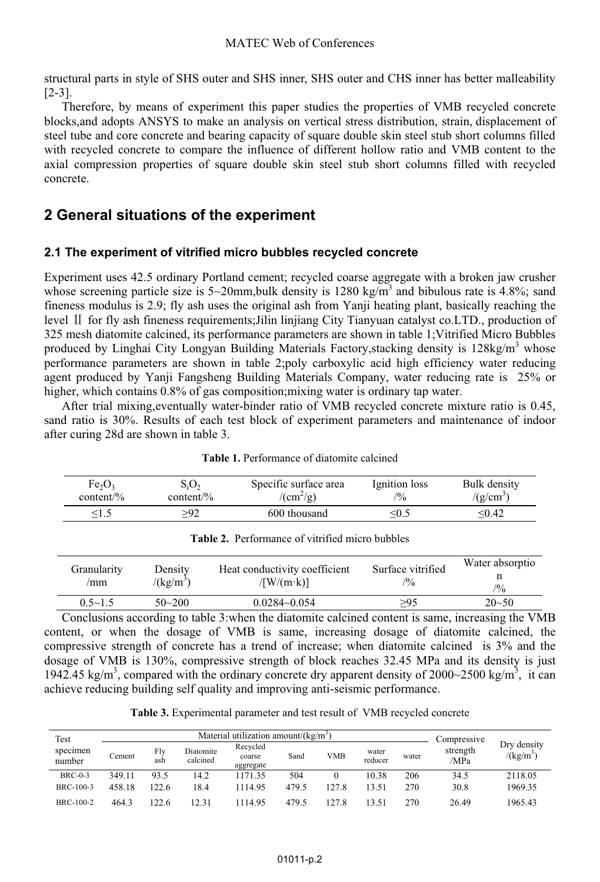structural parts in style of SHS outer and SHS inner, SHS outer and CHS inner has better malleability [2-3].

Therefore, by means of experiment this paper studies the properties of VMB recycled concrete blocks,and adopts ANSYS to make an analysis on vertical stress distribution, strain, displacement of steel tube and core concrete and bearing capacity of square double skin steel stub short columns filled with recycled concrete to compare the influence of different hollow ratio and VMB content to the axial compression properties of square double skin steel stub short columns filled with recycled concrete.

## 2 General situations of the experiment

### 2.1 The experiment of vitrified micro bubbles recycled concrete

Experiment uses 42.5 ordinary Portland cement; recycled coarse aggregate with a broken jaw crusher whose screening particle size is 5~20mm,bulk density is 1280 kg/m$^3$ and bibulous rate is 4.8%; sand fineness modulus is 2.9; fly ash uses the original ash from Yanji heating plant, basically reaching the level Ⅱ for fly ash fineness requirements;Jilin linjiang City Tianyuan catalyst co.LTD., production of 325 mesh diatomite calcined, its performance parameters are shown in table 1;Vitrified Micro Bubbles produced by Linghai City Longyan Building Materials Factory,stacking density is 128kg/m$^3$ whose performance parameters are shown in table 2;poly carboxylic acid high efficiency water reducing agent produced by Yanji Fangsheng Building Materials Company, water reducing rate is 25% or higher, which contains 0.8% of gas composition;mixing water is ordinary tap water.

After trial mixing,eventually water-binder ratio of VMB recycled concrete mixture ratio is 0.45, sand ratio is 30%. Results of each test block of experiment parameters and maintenance of indoor after curing 28d are shown in table 3.

**Table 1.** Performance of diatomite calcined

| $Fe_2O_3$ content/% | $S_iO_2$ content/% | Specific surface area /(cm$^2$/g) | Ignition loss /% | Bulk density /(g/cm$^3$) |
|---|---|---|---|---|
| ≤1.5 | ≥92 | 600 thousand | ≤0.5 | ≤0.42 |

**Table 2.** Performance of vitrified micro bubbles

| Granularity /mm | Density /(kg/m$^3$) | Heat conductivity coefficient /[W/(m·k)] | Surface vitrified /% | Water absorption /% |
|---|---|---|---|---|
| 0.5~1.5 | 50~200 | 0.0284~0.054 | ≥95 | 20~50 |

Conclusions according to table 3:when the diatomite calcined content is same, increasing the VMB content, or when the dosage of VMB is same, increasing dosage of diatomite calcined, the compressive strength of concrete has a trend of increase; when diatomite calcined is 3% and the dosage of VMB is 130%, compressive strength of block reaches 32.45 MPa and its density is just 1942.45 kg/m$^3$, compared with the ordinary concrete dry apparent density of 2000~2500 kg/m$^3$, it can achieve reducing building self quality and improving anti-seismic performance.

**Table 3.** Experimental parameter and test result of VMB recycled concrete

| Test specimen number | Material utilization amount/(kg/m$^3$) | | | | | | | | Compressive strength /MPa | Dry density /(kg/m$^3$) |
|---|---|---|---|---|---|---|---|---|---|---|
| | Cement | Fly ash | Diatomite calcined | Recycled coarse aggregate | Sand | VMB | water reducer | water | | |
| BRC-0-3 | 349.11 | 93.5 | 14.2 | 1171.35 | 504 | 0 | 10.38 | 206 | 34.5 | 2118.05 |
| BRC-100-3 | 458.18 | 122.6 | 18.4 | 1114.95 | 479.5 | 127.8 | 13.51 | 270 | 30.8 | 1969.35 |
| BRC-100-2 | 464.3 | 122.6 | 12.31 | 1114.95 | 479.5 | 127.8 | 13.51 | 270 | 26.49 | 1965.43 |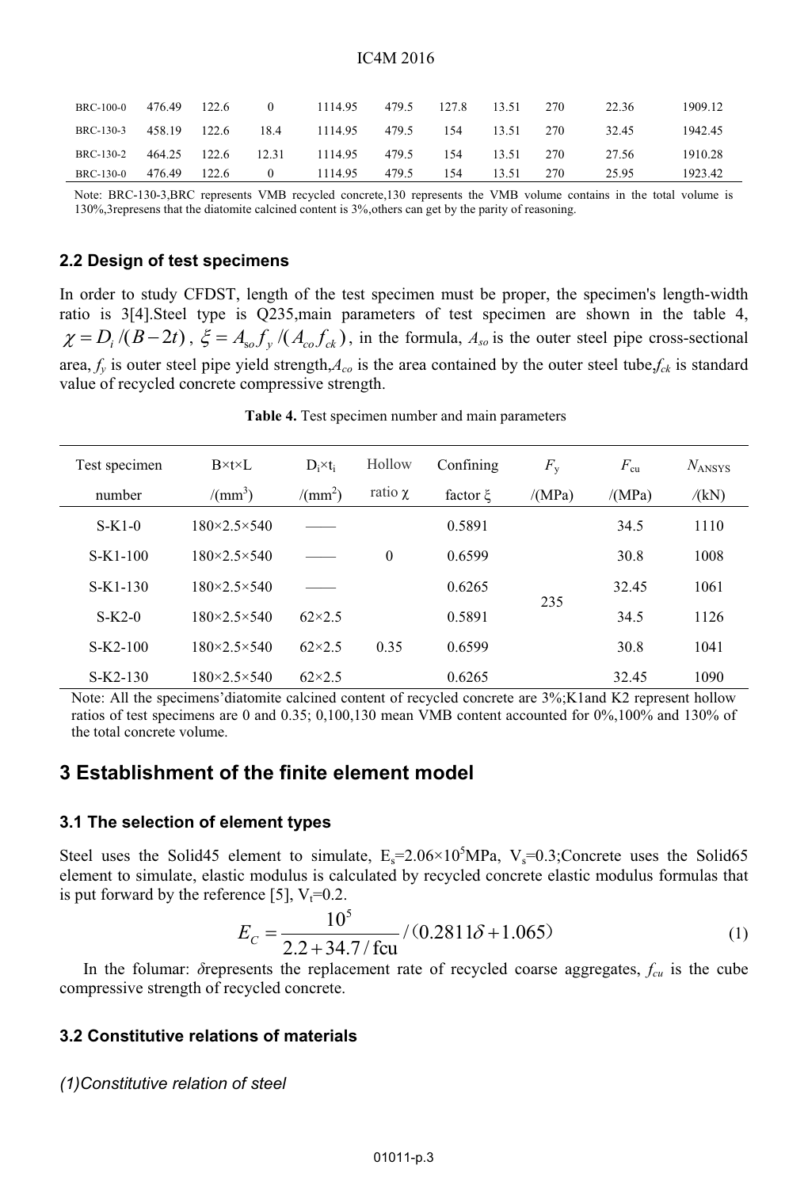| BRC-100-0 | 476.49 | 122.6 | 0 | 1114.95 | 479.5 | 127.8 | 13.51 | 270 | 22.36 | 1909.12 |
|---|---|---|---|---|---|---|---|---|---|---|
| BRC-130-3 | 458.19 | 122.6 | 18.4 | 1114.95 | 479.5 | 154 | 13.51 | 270 | 32.45 | 1942.45 |
| BRC-130-2 | 464.25 | 122.6 | 12.31 | 1114.95 | 479.5 | 154 | 13.51 | 270 | 27.56 | 1910.28 |
| BRC-130-0 | 476.49 | 122.6 | 0 | 1114.95 | 479.5 | 154 | 13.51 | 270 | 25.95 | 1923.42 |

Note: BRC-130-3,BRC represents VMB recycled concrete,130 represents the VMB volume contains in the total volume is 130%,3represens that the diatomite calcined content is 3%,others can get by the parity of reasoning.

### 2.2 Design of test specimens

In order to study CFDST, length of the test specimen must be proper, the specimen's length-width ratio is 3[4].Steel type is Q235,main parameters of test specimen are shown in the table 4, $\chi = D_i/(B-2t)$ , $\xi = A_{so}f_y/(A_{co}f_{ck})$ , in the formula, $A_{so}$ is the outer steel pipe cross-sectional area, $f_y$ is outer steel pipe yield strength,$A_{co}$ is the area contained by the outer steel tube,$f_{ck}$ is standard value of recycled concrete compressive strength.

**Table 4.** Test specimen number and main parameters

| Test specimen number | B×t×L /(mm³) | $D_i$×$t_i$ /(mm²) | Hollow ratio χ | Confining factor ξ | $F_y$ /(MPa) | $F_{cu}$ /(MPa) | $N_{ANSYS}$ /(kN) |
|---|---|---|---|---|---|---|---|
| S-K1-0 | 180×2.5×540 | —— | | 0.5891 | | 34.5 | 1110 |
| S-K1-100 | 180×2.5×540 | —— | 0 | 0.6599 | | 30.8 | 1008 |
| S-K1-130 | 180×2.5×540 | —— | | 0.6265 | | 32.45 | 1061 |
| S-K2-0 | 180×2.5×540 | 62×2.5 | | 0.5891 | 235 | 34.5 | 1126 |
| S-K2-100 | 180×2.5×540 | 62×2.5 | 0.35 | 0.6599 | | 30.8 | 1041 |
| S-K2-130 | 180×2.5×540 | 62×2.5 | | 0.6265 | | 32.45 | 1090 |

Note: All the specimens'diatomite calcined content of recycled concrete are 3%;K1and K2 represent hollow ratios of test specimens are 0 and 0.35; 0,100,130 mean VMB content accounted for 0%,100% and 130% of the total concrete volume.

## 3 Establishment of the finite element model

### 3.1 The selection of element types

Steel uses the Solid45 element to simulate, $E_s$=2.06×10$^5$MPa, $V_s$=0.3;Concrete uses the Solid65 element to simulate, elastic modulus is calculated by recycled concrete elastic modulus formulas that is put forward by the reference [5], $V_t$=0.2.

$$E_C = \frac{10^5}{2.2 + 34.7/\text{fcu}} / (0.2811\delta + 1.065) \tag{1}$$

In the folumar: $\delta$represents the replacement rate of recycled coarse aggregates, $f_{cu}$ is the cube compressive strength of recycled concrete.

### 3.2 Constitutive relations of materials

*(1)Constitutive relation of steel*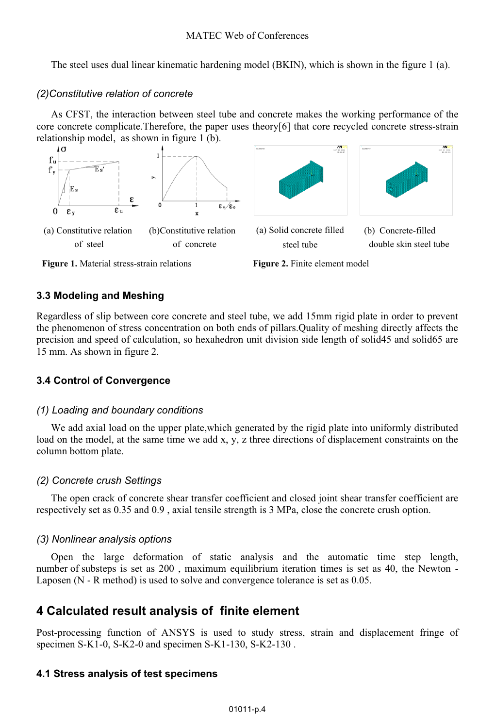The steel uses dual linear kinematic hardening model (BKIN), which is shown in the figure 1 (a).

*(2)Constitutive relation of concrete*

As CFST, the interaction between steel tube and concrete makes the working performance of the core concrete complicate.Therefore, the paper uses theory[6] that core recycled concrete stress-strain relationship model, as shown in figure 1 (b).

(a) Constitutive relation of steel

(b)Constitutive relation of concrete

**Figure 1.** Material stress-strain relations

(a) Solid concrete filled steel tube

(b) Concrete-filled double skin steel tube

**Figure 2.** Finite element model

### 3.3 Modeling and Meshing

Regardless of slip between core concrete and steel tube, we add 15mm rigid plate in order to prevent the phenomenon of stress concentration on both ends of pillars.Quality of meshing directly affects the precision and speed of calculation, so hexahedron unit division side length of solid45 and solid65 are 15 mm. As shown in figure 2.

### 3.4 Control of Convergence

*(1) Loading and boundary conditions*

We add axial load on the upper plate,which generated by the rigid plate into uniformly distributed load on the model, at the same time we add x, y, z three directions of displacement constraints on the column bottom plate.

*(2) Concrete crush Settings*

The open crack of concrete shear transfer coefficient and closed joint shear transfer coefficient are respectively set as 0.35 and 0.9 , axial tensile strength is 3 MPa, close the concrete crush option.

*(3) Nonlinear analysis options*

Open the large deformation of static analysis and the automatic time step length, number of substeps is set as 200 , maximum equilibrium iteration times is set as 40, the Newton - Laposen (N - R method) is used to solve and convergence tolerance is set as 0.05.

## 4 Calculated result analysis of finite element

Post-processing function of ANSYS is used to study stress, strain and displacement fringe of specimen S-K1-0, S-K2-0 and specimen S-K1-130, S-K2-130 .

### 4.1 Stress analysis of test specimens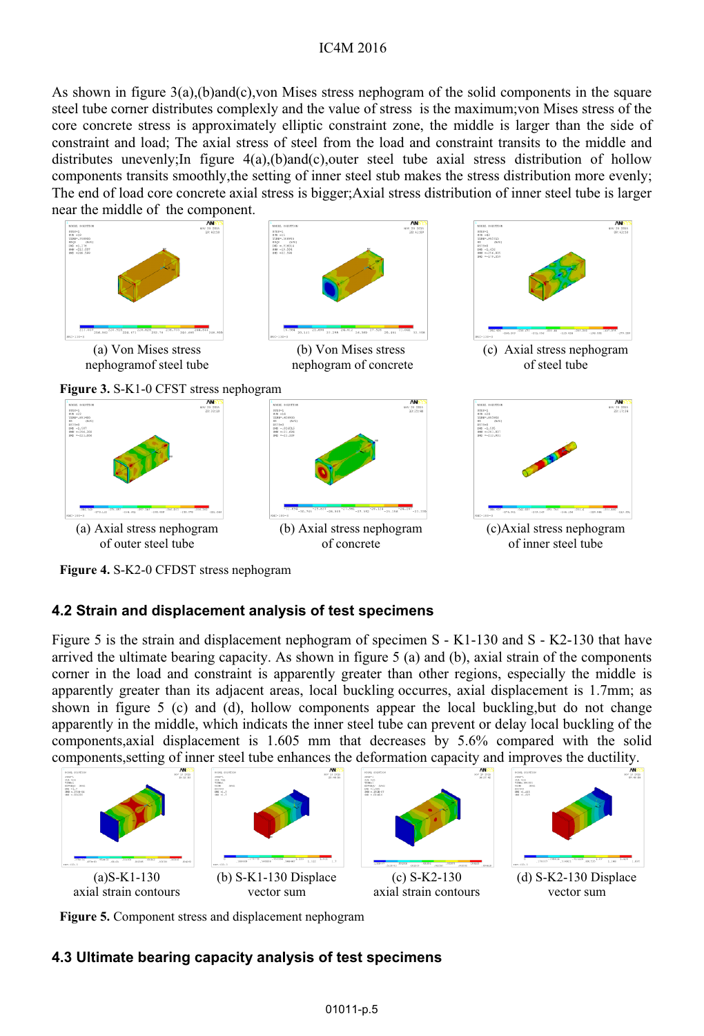As shown in figure 3(a),(b)and(c),von Mises stress nephogram of the solid components in the square steel tube corner distributes complexly and the value of stress is the maximum;von Mises stress of the core concrete stress is approximately elliptic constraint zone, the middle is larger than the side of constraint and load; The axial stress of steel from the load and constraint transits to the middle and distributes unevenly;In figure 4(a),(b)and(c),outer steel tube axial stress distribution of hollow components transits smoothly,the setting of inner steel stub makes the stress distribution more evenly; The end of load core concrete axial stress is bigger;Axial stress distribution of inner steel tube is larger near the middle of the component.

(a) Von Mises stress nephogramof steel tube

(b) Von Mises stress nephogram of concrete

(c) Axial stress nephogram of steel tube

**Figure 3.** S-K1-0 CFST stress nephogram

(a) Axial stress nephogram of outer steel tube

(b) Axial stress nephogram of concrete

(c)Axial stress nephogram of inner steel tube

**Figure 4.** S-K2-0 CFDST stress nephogram

### 4.2 Strain and displacement analysis of test specimens

Figure 5 is the strain and displacement nephogram of specimen S - K1-130 and S - K2-130 that have arrived the ultimate bearing capacity. As shown in figure 5 (a) and (b), axial strain of the components corner in the load and constraint is apparently greater than other regions, especially the middle is apparently greater than its adjacent areas, local buckling occurres, axial displacement is 1.7mm; as shown in figure 5 (c) and (d), hollow components appear the local buckling,but do not change apparently in the middle, which indicats the inner steel tube can prevent or delay local buckling of the components,axial displacement is 1.605 mm that decreases by 5.6% compared with the solid components,setting of inner steel tube enhances the deformation capacity and improves the ductility.

(a)S-K1-130 axial strain contours

(b) S-K1-130 Displace vector sum

(c) S-K2-130 axial strain contours

(d) S-K2-130 Displace vector sum

**Figure 5.** Component stress and displacement nephogram

### 4.3 Ultimate bearing capacity analysis of test specimens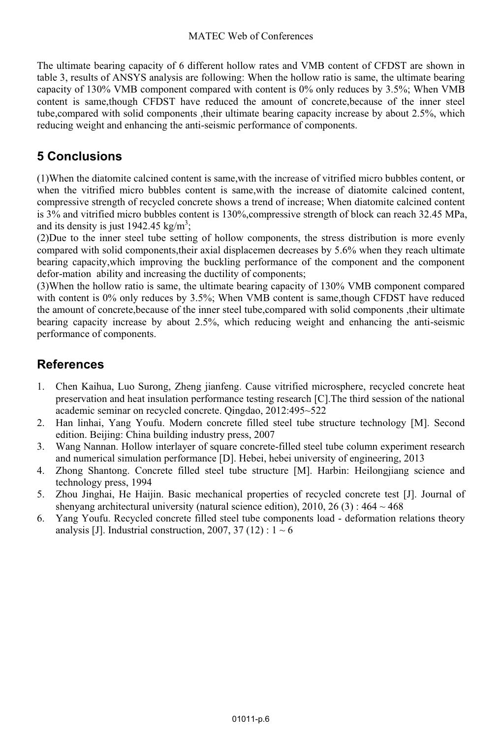The ultimate bearing capacity of 6 different hollow rates and VMB content of CFDST are shown in table 3, results of ANSYS analysis are following: When the hollow ratio is same, the ultimate bearing capacity of 130% VMB component compared with content is 0% only reduces by 3.5%; When VMB content is same,though CFDST have reduced the amount of concrete,because of the inner steel tube,compared with solid components ,their ultimate bearing capacity increase by about 2.5%, which reducing weight and enhancing the anti-seismic performance of components.

## 5 Conclusions

(1)When the diatomite calcined content is same,with the increase of vitrified micro bubbles content, or when the vitrified micro bubbles content is same,with the increase of diatomite calcined content, compressive strength of recycled concrete shows a trend of increase; When diatomite calcined content is 3% and vitrified micro bubbles content is 130%,compressive strength of block can reach 32.45 MPa, and its density is just 1942.45 kg/m$^3$;

(2)Due to the inner steel tube setting of hollow components, the stress distribution is more evenly compared with solid components,their axial displacemen decreases by 5.6% when they reach ultimate bearing capacity,which improving the buckling performance of the component and the component defor-mation ability and increasing the ductility of components;

(3)When the hollow ratio is same, the ultimate bearing capacity of 130% VMB component compared with content is 0% only reduces by 3.5%; When VMB content is same,though CFDST have reduced the amount of concrete,because of the inner steel tube,compared with solid components ,their ultimate bearing capacity increase by about 2.5%, which reducing weight and enhancing the anti-seismic performance of components.

## References

1. Chen Kaihua, Luo Surong, Zheng jianfeng. Cause vitrified microsphere, recycled concrete heat preservation and heat insulation performance testing research [C].The third session of the national academic seminar on recycled concrete. Qingdao, 2012:495~522
2. Han linhai, Yang Youfu. Modern concrete filled steel tube structure technology [M]. Second edition. Beijing: China building industry press, 2007
3. Wang Nannan. Hollow interlayer of square concrete-filled steel tube column experiment research and numerical simulation performance [D]. Hebei, hebei university of engineering, 2013
4. Zhong Shantong. Concrete filled steel tube structure [M]. Harbin: Heilongjiang science and technology press, 1994
5. Zhou Jinghai, He Haijin. Basic mechanical properties of recycled concrete test [J]. Journal of shenyang architectural university (natural science edition), 2010, 26 (3) : 464 ~ 468
6. Yang Youfu. Recycled concrete filled steel tube components load - deformation relations theory analysis [J]. Industrial construction, 2007, 37 (12) : 1 ~ 6